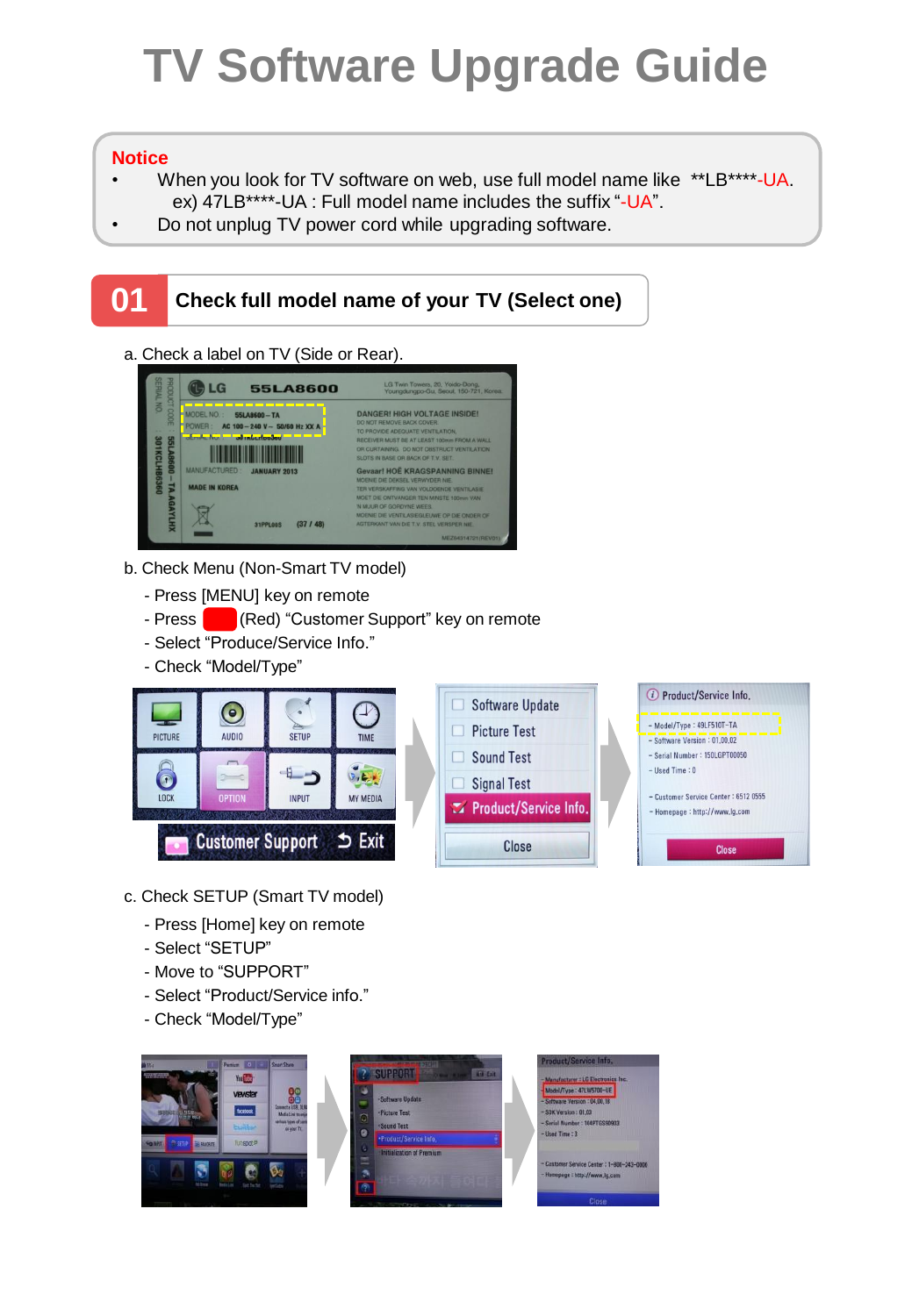# TV Software Upgrade Guide

**Notice**

- When you look for TV software on web, use full model name like **LB****-UA.
  ex) 47LB****-UA : Full model name includes the suffix "-UA".
- Do not unplug TV power cord while upgrading software.

## 01 Check full model name of your TV (Select one)

a. Check a label on TV (Side or Rear).

b. Check Menu (Non-Smart TV model)

- Press [MENU] key on remote
- Press (Red) "Customer Support" key on remote
- Select "Produce/Service Info."
- Check "Model/Type"

c. Check SETUP (Smart TV model)

- Press [Home] key on remote
- Select "SETUP"
- Move to "SUPPORT"
- Select "Product/Service info."
- Check "Model/Type"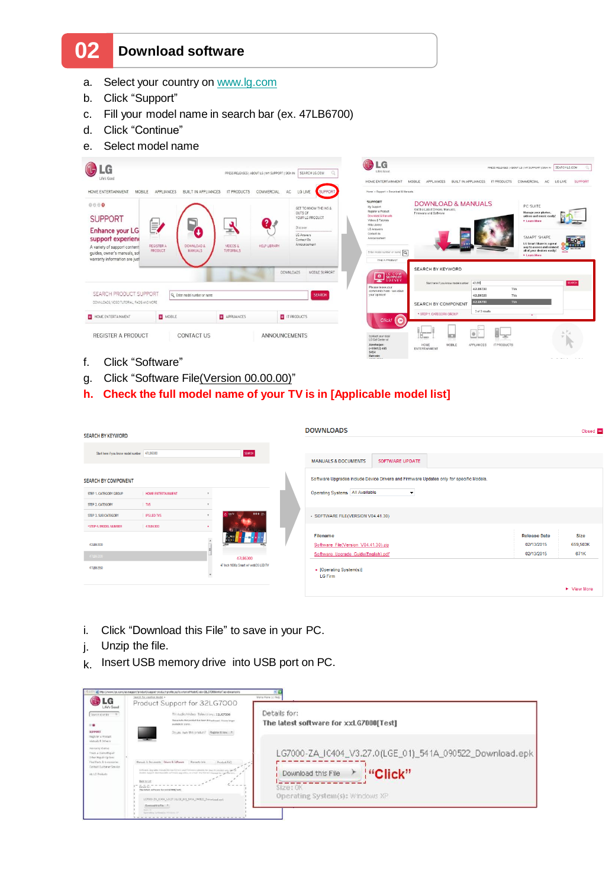## 02 Download software

a. Select your country on www.lg.com
b. Click “Support”
c. Fill your model name in search bar (ex. 47LB6700)
d. Click “Continue”
e. Select model name

f. Click “Software”
g. Click “Software File(Version 00.00.00)”
**h. Check the full model name of your TV is in [Applicable model list]**

i. Click “Download this File” to save in your PC.
j. Unzip the file.
k. Insert USB memory drive into USB port on PC.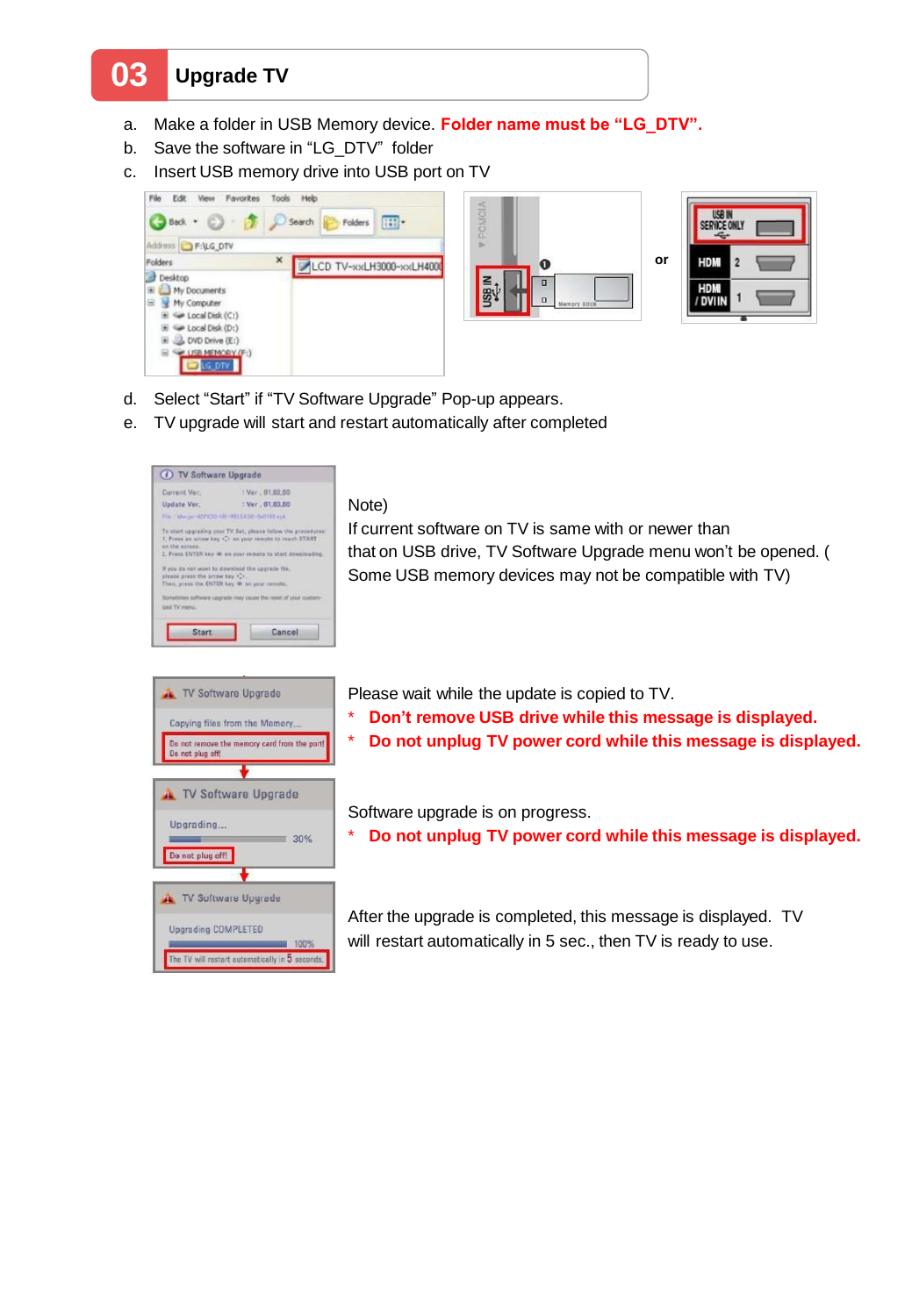# 03 Upgrade TV

a. Make a folder in USB Memory device. **Folder name must be "LG_DTV".**

b. Save the software in "LG_DTV" folder

c. Insert USB memory drive into USB port on TV

d. Select "Start" if "TV Software Upgrade" Pop-up appears.

e. TV upgrade will start and restart automatically after completed

Note)
If current software on TV is same with or newer than that on USB drive, TV Software Upgrade menu won't be opened. ( Some USB memory devices may not be compatible with TV)

Please wait while the update is copied to TV.

* **Don't remove USB drive while this message is displayed.**
* **Do not unplug TV power cord while this message is displayed.**

Software upgrade is on progress.

* **Do not unplug TV power cord while this message is displayed.**

After the upgrade is completed, this message is displayed. TV will restart automatically in 5 sec., then TV is ready to use.